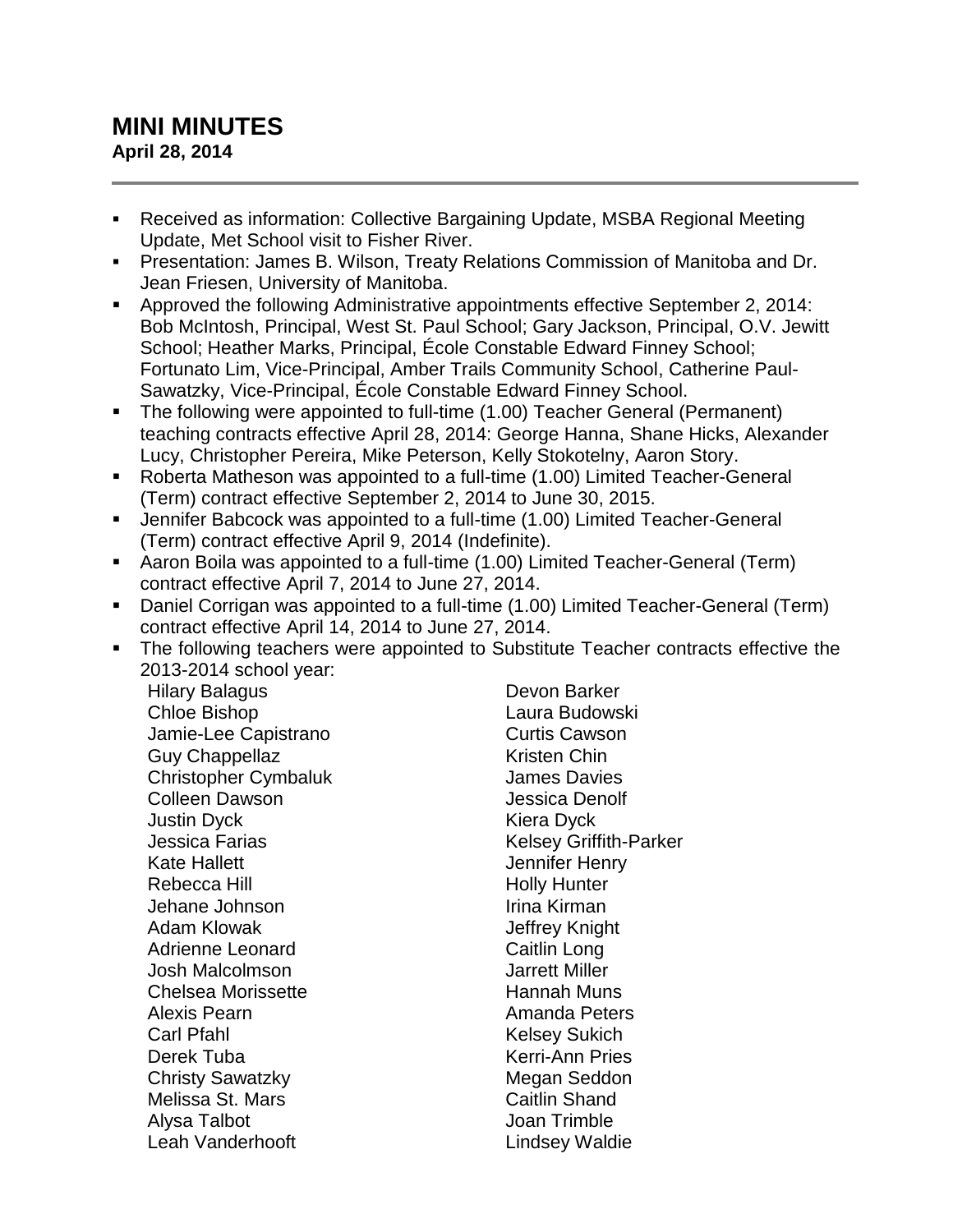# MINI MINUTES

**April 28, 2014**

- Received as information: Collective Bargaining Update, MSBA Regional Meeting Update, Met School visit to Fisher River.
- Presentation: James B. Wilson, Treaty Relations Commission of Manitoba and Dr. Jean Friesen, University of Manitoba.
- Approved the following Administrative appointments effective September 2, 2014: Bob McIntosh, Principal, West St. Paul School; Gary Jackson, Principal, O.V. Jewitt School; Heather Marks, Principal, École Constable Edward Finney School; Fortunato Lim, Vice-Principal, Amber Trails Community School, Catherine Paul-Sawatzky, Vice-Principal, École Constable Edward Finney School.
- The following were appointed to full-time (1.00) Teacher General (Permanent) teaching contracts effective April 28, 2014: George Hanna, Shane Hicks, Alexander Lucy, Christopher Pereira, Mike Peterson, Kelly Stokotelny, Aaron Story.
- Roberta Matheson was appointed to a full-time (1.00) Limited Teacher-General (Term) contract effective September 2, 2014 to June 30, 2015.
- Jennifer Babcock was appointed to a full-time (1.00) Limited Teacher-General (Term) contract effective April 9, 2014 (Indefinite).
- Aaron Boila was appointed to a full-time (1.00) Limited Teacher-General (Term) contract effective April 7, 2014 to June 27, 2014.
- Daniel Corrigan was appointed to a full-time (1.00) Limited Teacher-General (Term) contract effective April 14, 2014 to June 27, 2014.
- The following teachers were appointed to Substitute Teacher contracts effective the 2013-2014 school year:

  Hilary Balagus
  Devon Barker
  Chloe Bishop
  Laura Budowski
  Jamie-Lee Capistrano
  Curtis Cawson
  Guy Chappellaz
  Kristen Chin
  Christopher Cymbaluk
  James Davies
  Colleen Dawson
  Jessica Denolf
  Justin Dyck
  Kiera Dyck
  Jessica Farias
  Kelsey Griffith-Parker
  Kate Hallett
  Jennifer Henry
  Rebecca Hill
  Holly Hunter
  Jehane Johnson
  Irina Kirman
  Adam Klowak
  Jeffrey Knight
  Adrienne Leonard
  Caitlin Long
  Josh Malcolmson
  Jarrett Miller
  Chelsea Morissette
  Hannah Muns
  Alexis Pearn
  Amanda Peters
  Carl Pfahl
  Kelsey Sukich
  Derek Tuba
  Kerri-Ann Pries
  Christy Sawatzky
  Megan Seddon
  Melissa St. Mars
  Caitlin Shand
  Alysa Talbot
  Joan Trimble
  Leah Vanderhooft
  Lindsey Waldie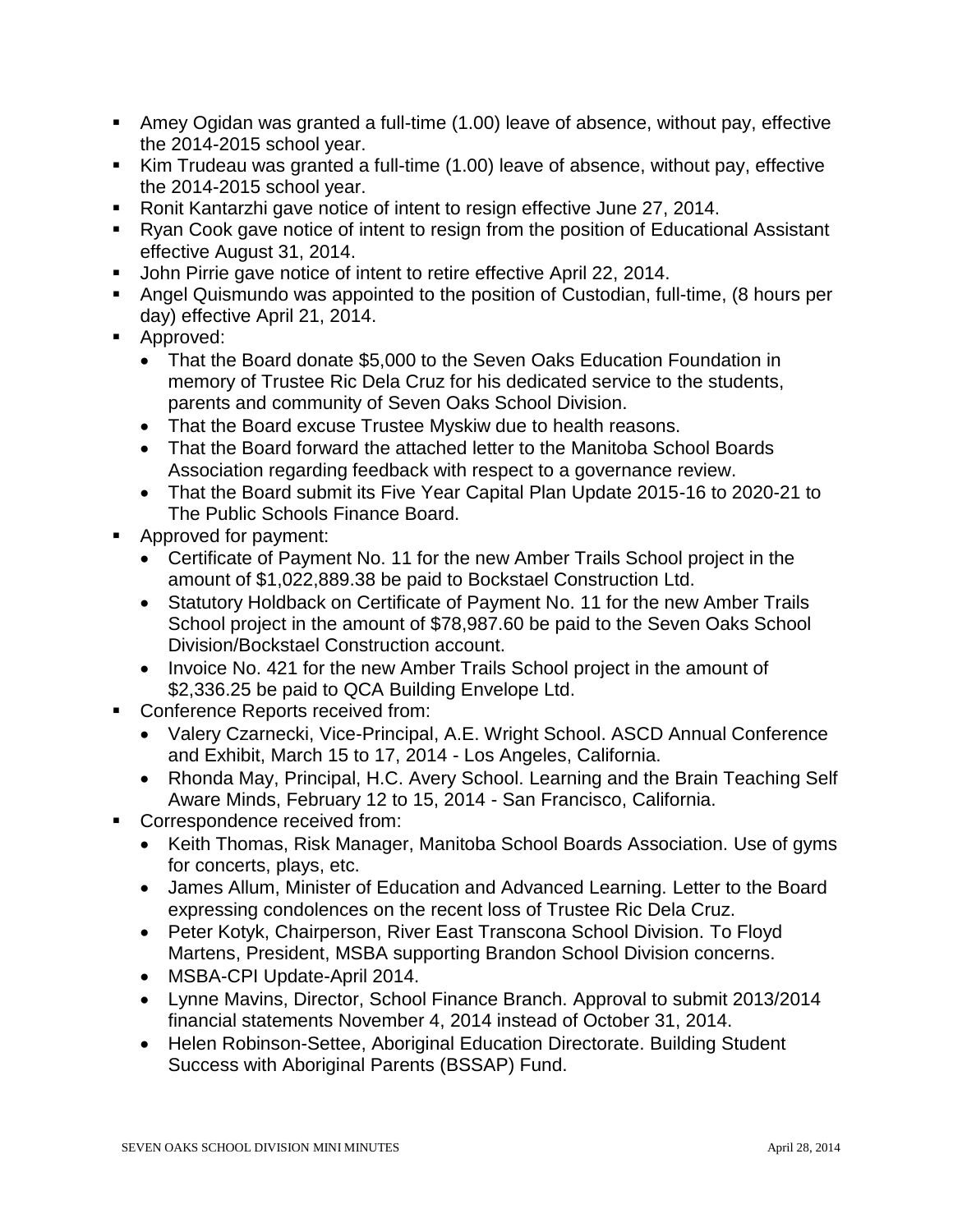- Amey Ogidan was granted a full-time (1.00) leave of absence, without pay, effective the 2014-2015 school year.
- Kim Trudeau was granted a full-time (1.00) leave of absence, without pay, effective the 2014-2015 school year.
- Ronit Kantarzhi gave notice of intent to resign effective June 27, 2014.
- Ryan Cook gave notice of intent to resign from the position of Educational Assistant effective August 31, 2014.
- John Pirrie gave notice of intent to retire effective April 22, 2014.
- Angel Quismundo was appointed to the position of Custodian, full-time, (8 hours per day) effective April 21, 2014.
- Approved:
  - That the Board donate $5,000 to the Seven Oaks Education Foundation in memory of Trustee Ric Dela Cruz for his dedicated service to the students, parents and community of Seven Oaks School Division.
  - That the Board excuse Trustee Myskiw due to health reasons.
  - That the Board forward the attached letter to the Manitoba School Boards Association regarding feedback with respect to a governance review.
  - That the Board submit its Five Year Capital Plan Update 2015-16 to 2020-21 to The Public Schools Finance Board.
- Approved for payment:
  - Certificate of Payment No. 11 for the new Amber Trails School project in the amount of $1,022,889.38 be paid to Bockstael Construction Ltd.
  - Statutory Holdback on Certificate of Payment No. 11 for the new Amber Trails School project in the amount of $78,987.60 be paid to the Seven Oaks School Division/Bockstael Construction account.
  - Invoice No. 421 for the new Amber Trails School project in the amount of $2,336.25 be paid to QCA Building Envelope Ltd.
- Conference Reports received from:
  - Valery Czarnecki, Vice-Principal, A.E. Wright School. ASCD Annual Conference and Exhibit, March 15 to 17, 2014 - Los Angeles, California.
  - Rhonda May, Principal, H.C. Avery School. Learning and the Brain Teaching Self Aware Minds, February 12 to 15, 2014 - San Francisco, California.
- Correspondence received from:
  - Keith Thomas, Risk Manager, Manitoba School Boards Association. Use of gyms for concerts, plays, etc.
  - James Allum, Minister of Education and Advanced Learning. Letter to the Board expressing condolences on the recent loss of Trustee Ric Dela Cruz.
  - Peter Kotyk, Chairperson, River East Transcona School Division. To Floyd Martens, President, MSBA supporting Brandon School Division concerns.
  - MSBA-CPI Update-April 2014.
  - Lynne Mavins, Director, School Finance Branch. Approval to submit 2013/2014 financial statements November 4, 2014 instead of October 31, 2014.
  - Helen Robinson-Settee, Aboriginal Education Directorate. Building Student Success with Aboriginal Parents (BSSAP) Fund.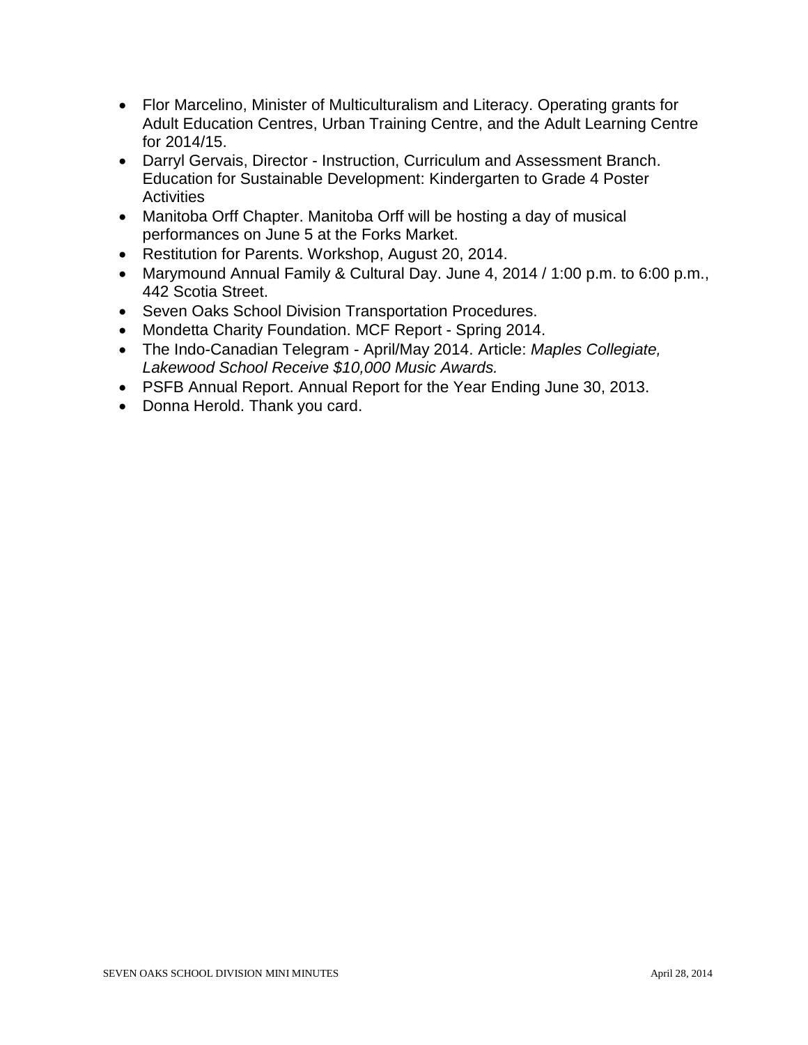- Flor Marcelino, Minister of Multiculturalism and Literacy. Operating grants for Adult Education Centres, Urban Training Centre, and the Adult Learning Centre for 2014/15.
- Darryl Gervais, Director - Instruction, Curriculum and Assessment Branch. Education for Sustainable Development: Kindergarten to Grade 4 Poster Activities
- Manitoba Orff Chapter. Manitoba Orff will be hosting a day of musical performances on June 5 at the Forks Market.
- Restitution for Parents. Workshop, August 20, 2014.
- Marymound Annual Family & Cultural Day. June 4, 2014 / 1:00 p.m. to 6:00 p.m., 442 Scotia Street.
- Seven Oaks School Division Transportation Procedures.
- Mondetta Charity Foundation. MCF Report - Spring 2014.
- The Indo-Canadian Telegram - April/May 2014. Article: *Maples Collegiate, Lakewood School Receive $10,000 Music Awards.*
- PSFB Annual Report. Annual Report for the Year Ending June 30, 2013.
- Donna Herold. Thank you card.